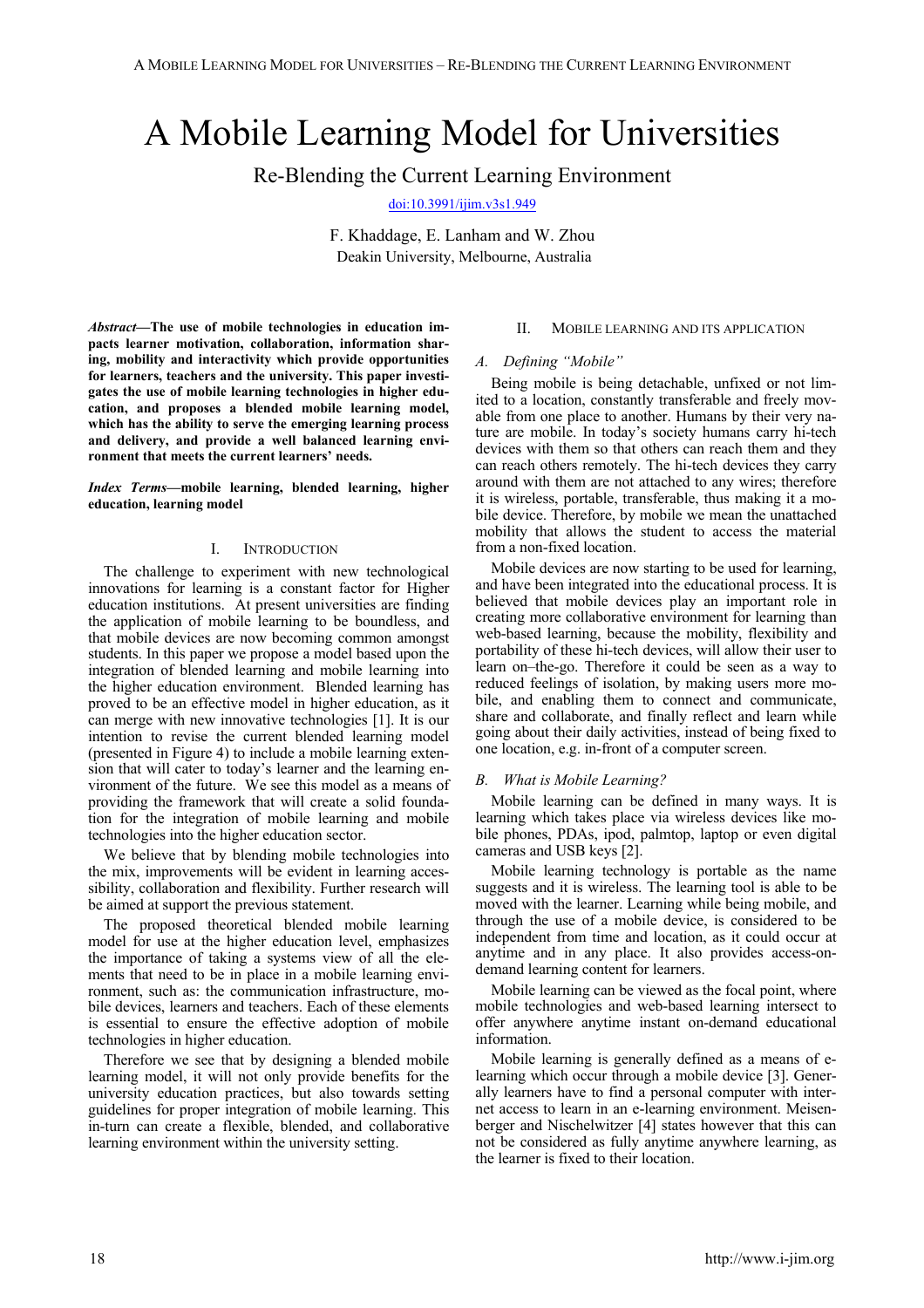# A Mobile Learning Model for Universities

## Re-Blending the Current Learning Environment

doi:10.3991/ijim.v3s1.949

F. Khaddage, E. Lanham and W. Zhou
Deakin University, Melbourne, Australia

***Abstract*—The use of mobile technologies in education impacts learner motivation, collaboration, information sharing, mobility and interactivity which provide opportunities for learners, teachers and the university. This paper investigates the use of mobile learning technologies in higher education, and proposes a blended mobile learning model, which has the ability to serve the emerging learning process and delivery, and provide a well balanced learning environment that meets the current learners' needs.**

***Index Terms*—mobile learning, blended learning, higher education, learning model**

## I. Introduction

The challenge to experiment with new technological innovations for learning is a constant factor for Higher education institutions. At present universities are finding the application of mobile learning to be boundless, and that mobile devices are now becoming common amongst students. In this paper we propose a model based upon the integration of blended learning and mobile learning into the higher education environment. Blended learning has proved to be an effective model in higher education, as it can merge with new innovative technologies [1]. It is our intention to revise the current blended learning model (presented in Figure 4) to include a mobile learning extension that will cater to today's learner and the learning environment of the future. We see this model as a means of providing the framework that will create a solid foundation for the integration of mobile learning and mobile technologies into the higher education sector.

We believe that by blending mobile technologies into the mix, improvements will be evident in learning accessibility, collaboration and flexibility. Further research will be aimed at support the previous statement.

The proposed theoretical blended mobile learning model for use at the higher education level, emphasizes the importance of taking a systems view of all the elements that need to be in place in a mobile learning environment, such as: the communication infrastructure, mobile devices, learners and teachers. Each of these elements is essential to ensure the effective adoption of mobile technologies in higher education.

Therefore we see that by designing a blended mobile learning model, it will not only provide benefits for the university education practices, but also towards setting guidelines for proper integration of mobile learning. This in-turn can create a flexible, blended, and collaborative learning environment within the university setting.

## II. Mobile Learning and Its Application

### *A. Defining "Mobile"*

Being mobile is being detachable, unfixed or not limited to a location, constantly transferable and freely movable from one place to another. Humans by their very nature are mobile. In today's society humans carry hi-tech devices with them so that others can reach them and they can reach others remotely. The hi-tech devices they carry around with them are not attached to any wires; therefore it is wireless, portable, transferable, thus making it a mobile device. Therefore, by mobile we mean the unattached mobility that allows the student to access the material from a non-fixed location.

Mobile devices are now starting to be used for learning, and have been integrated into the educational process. It is believed that mobile devices play an important role in creating more collaborative environment for learning than web-based learning, because the mobility, flexibility and portability of these hi-tech devices, will allow their user to learn on–the-go. Therefore it could be seen as a way to reduced feelings of isolation, by making users more mobile, and enabling them to connect and communicate, share and collaborate, and finally reflect and learn while going about their daily activities, instead of being fixed to one location, e.g. in-front of a computer screen.

### *B. What is Mobile Learning?*

Mobile learning can be defined in many ways. It is learning which takes place via wireless devices like mobile phones, PDAs, ipod, palmtop, laptop or even digital cameras and USB keys [2].

Mobile learning technology is portable as the name suggests and it is wireless. The learning tool is able to be moved with the learner. Learning while being mobile, and through the use of a mobile device, is considered to be independent from time and location, as it could occur at anytime and in any place. It also provides access-on-demand learning content for learners.

Mobile learning can be viewed as the focal point, where mobile technologies and web-based learning intersect to offer anywhere anytime instant on-demand educational information.

Mobile learning is generally defined as a means of e-learning which occur through a mobile device [3]. Generally learners have to find a personal computer with internet access to learn in an e-learning environment. Meisenberger and Nischelwitzer [4] states however that this can not be considered as fully anytime anywhere learning, as the learner is fixed to their location.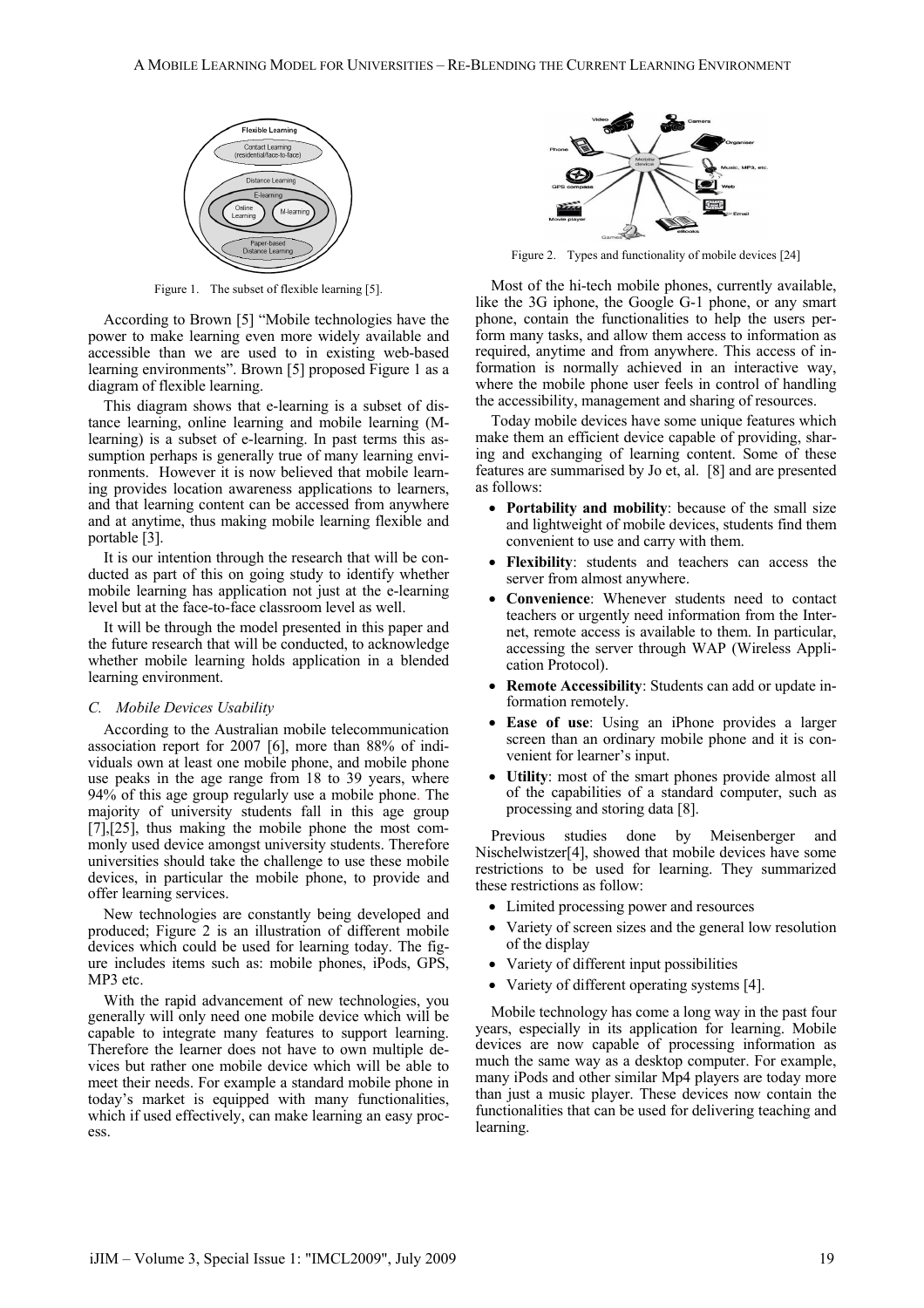Figure 1. The subset of flexible learning [5].

According to Brown [5] "Mobile technologies have the power to make learning even more widely available and accessible than we are used to in existing web-based learning environments". Brown [5] proposed Figure 1 as a diagram of flexible learning.

This diagram shows that e-learning is a subset of distance learning, online learning and mobile learning (M-learning) is a subset of e-learning. In past terms this assumption perhaps is generally true of many learning environments. However it is now believed that mobile learning provides location awareness applications to learners, and that learning content can be accessed from anywhere and at anytime, thus making mobile learning flexible and portable [3].

It is our intention through the research that will be conducted as part of this on going study to identify whether mobile learning has application not just at the e-learning level but at the face-to-face classroom level as well.

It will be through the model presented in this paper and the future research that will be conducted, to acknowledge whether mobile learning holds application in a blended learning environment.

### *C. Mobile Devices Usability*

According to the Australian mobile telecommunication association report for 2007 [6], more than 88% of individuals own at least one mobile phone, and mobile phone use peaks in the age range from 18 to 39 years, where 94% of this age group regularly use a mobile phone. The majority of university students fall in this age group [7],[25], thus making the mobile phone the most commonly used device amongst university students. Therefore universities should take the challenge to use these mobile devices, in particular the mobile phone, to provide and offer learning services.

New technologies are constantly being developed and produced; Figure 2 is an illustration of different mobile devices which could be used for learning today. The figure includes items such as: mobile phones, iPods, GPS, MP3 etc.

With the rapid advancement of new technologies, you generally will only need one mobile device which will be capable to integrate many features to support learning. Therefore the learner does not have to own multiple devices but rather one mobile device which will be able to meet their needs. For example a standard mobile phone in today's market is equipped with many functionalities, which if used effectively, can make learning an easy process.

Figure 2. Types and functionality of mobile devices [24]

Most of the hi-tech mobile phones, currently available, like the 3G iphone, the Google G-1 phone, or any smart phone, contain the functionalities to help the users perform many tasks, and allow them access to information as required, anytime and from anywhere. This access of information is normally achieved in an interactive way, where the mobile phone user feels in control of handling the accessibility, management and sharing of resources.

Today mobile devices have some unique features which make them an efficient device capable of providing, sharing and exchanging of learning content. Some of these features are summarised by Jo et, al. [8] and are presented as follows:

- **Portability and mobility**: because of the small size and lightweight of mobile devices, students find them convenient to use and carry with them.
- **Flexibility**: students and teachers can access the server from almost anywhere.
- **Convenience**: Whenever students need to contact teachers or urgently need information from the Internet, remote access is available to them. In particular, accessing the server through WAP (Wireless Application Protocol).
- **Remote Accessibility**: Students can add or update information remotely.
- **Ease of use**: Using an iPhone provides a larger screen than an ordinary mobile phone and it is convenient for learner's input.
- **Utility**: most of the smart phones provide almost all of the capabilities of a standard computer, such as processing and storing data [8].

Previous studies done by Meisenberger and Nischelwitzer[4], showed that mobile devices have some restrictions to be used for learning. They summarized these restrictions as follow:

- Limited processing power and resources
- Variety of screen sizes and the general low resolution of the display
- Variety of different input possibilities
- Variety of different operating systems [4].

Mobile technology has come a long way in the past four years, especially in its application for learning. Mobile devices are now capable of processing information as much the same way as a desktop computer. For example, many iPods and other similar Mp4 players are today more than just a music player. These devices now contain the functionalities that can be used for delivering teaching and learning.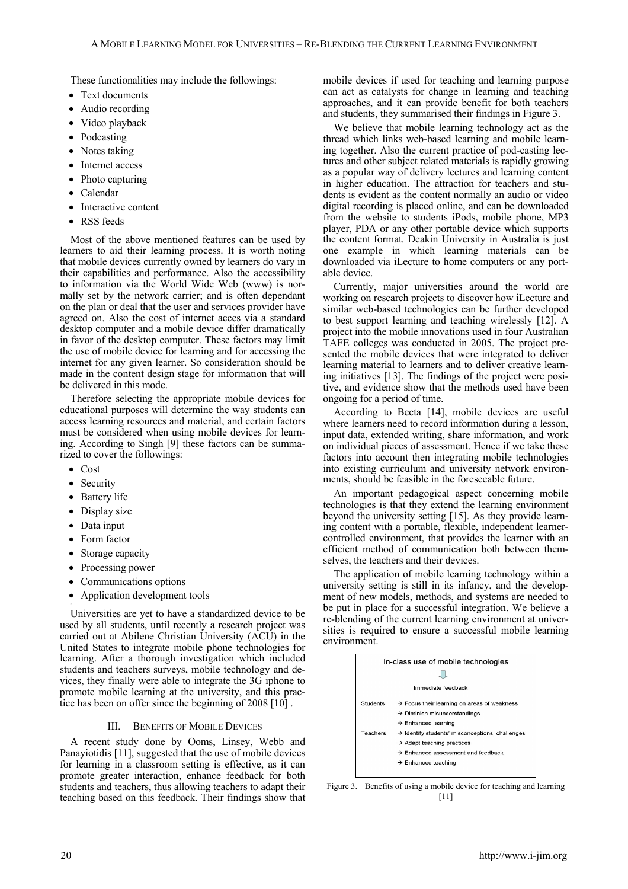These functionalities may include the followings:

- Text documents
- Audio recording
- Video playback
- Podcasting
- Notes taking
- Internet access
- Photo capturing
- Calendar
- Interactive content
- RSS feeds

Most of the above mentioned features can be used by learners to aid their learning process. It is worth noting that mobile devices currently owned by learners do vary in their capabilities and performance. Also the accessibility to information via the World Wide Web (www) is normally set by the network carrier; and is often dependant on the plan or deal that the user and services provider have agreed on. Also the cost of internet acces via a standard desktop computer and a mobile device differ dramatically in favor of the desktop computer. These factors may limit the use of mobile device for learning and for accessing the internet for any given learner. So consideration should be made in the content design stage for information that will be delivered in this mode.

Therefore selecting the appropriate mobile devices for educational purposes will determine the way students can access learning resources and material, and certain factors must be considered when using mobile devices for learning. According to Singh [9] these factors can be summarized to cover the followings:

- Cost
- Security
- Battery life
- Display size
- Data input
- Form factor
- Storage capacity
- Processing power
- Communications options
- Application development tools

Universities are yet to have a standardized device to be used by all students, until recently a research project was carried out at Abilene Christian University (ACU) in the United States to integrate mobile phone technologies for learning. After a thorough investigation which included students and teachers surveys, mobile technology and devices, they finally were able to integrate the 3G iphone to promote mobile learning at the university, and this practice has been on offer since the beginning of 2008 [10] .

## III. BENEFITS OF MOBILE DEVICES

A recent study done by Ooms, Linsey, Webb and Panayiotidis [11], suggested that the use of mobile devices for learning in a classroom setting is effective, as it can promote greater interaction, enhance feedback for both students and teachers, thus allowing teachers to adapt their teaching based on this feedback. Their findings show that mobile devices if used for teaching and learning purpose can act as catalysts for change in learning and teaching approaches, and it can provide benefit for both teachers and students, they summarised their findings in Figure 3.

We believe that mobile learning technology act as the thread which links web-based learning and mobile learning together. Also the current practice of pod-casting lectures and other subject related materials is rapidly growing as a popular way of delivery lectures and learning content in higher education. The attraction for teachers and students is evident as the content normally an audio or video digital recording is placed online, and can be downloaded from the website to students iPods, mobile phone, MP3 player, PDA or any other portable device which supports the content format. Deakin University in Australia is just one example in which learning materials can be downloaded via iLecture to home computers or any portable device.

Currently, major universities around the world are working on research projects to discover how iLecture and similar web-based technologies can be further developed to best support learning and teaching wirelessly [12]. A project into the mobile innovations used in four Australian TAFE colleges was conducted in 2005. The project presented the mobile devices that were integrated to deliver learning material to learners and to deliver creative learning initiatives [13]. The findings of the project were positive, and evidence show that the methods used have been ongoing for a period of time.

According to Becta [14], mobile devices are useful where learners need to record information during a lesson, input data, extended writing, share information, and work on individual pieces of assessment. Hence if we take these factors into account then integrating mobile technologies into existing curriculum and university network environments, should be feasible in the foreseeable future.

An important pedagogical aspect concerning mobile technologies is that they extend the learning environment beyond the university setting [15]. As they provide learning content with a portable, flexible, independent learner-controlled environment, that provides the learner with an efficient method of communication both between themselves, the teachers and their devices.

The application of mobile learning technology within a university setting is still in its infancy, and the development of new models, methods, and systems are needed to be put in place for a successful integration. We believe a re-blending of the current learning environment at universities is required to ensure a successful mobile learning environment.

In-class use of mobile technologies

↓

Immediate feedback

| | |
|---|---|
| Students | → Focus their learning on areas of weakness |
| | → Diminish misunderstandings |
| | → Enhanced learning |
| Teachers | → Identify students' misconceptions, challenges |
| | → Adapt teaching practices |
| | → Enhanced assessment and feedback |
| | → Enhanced teaching |

Figure 3. Benefits of using a mobile device for teaching and learning [11]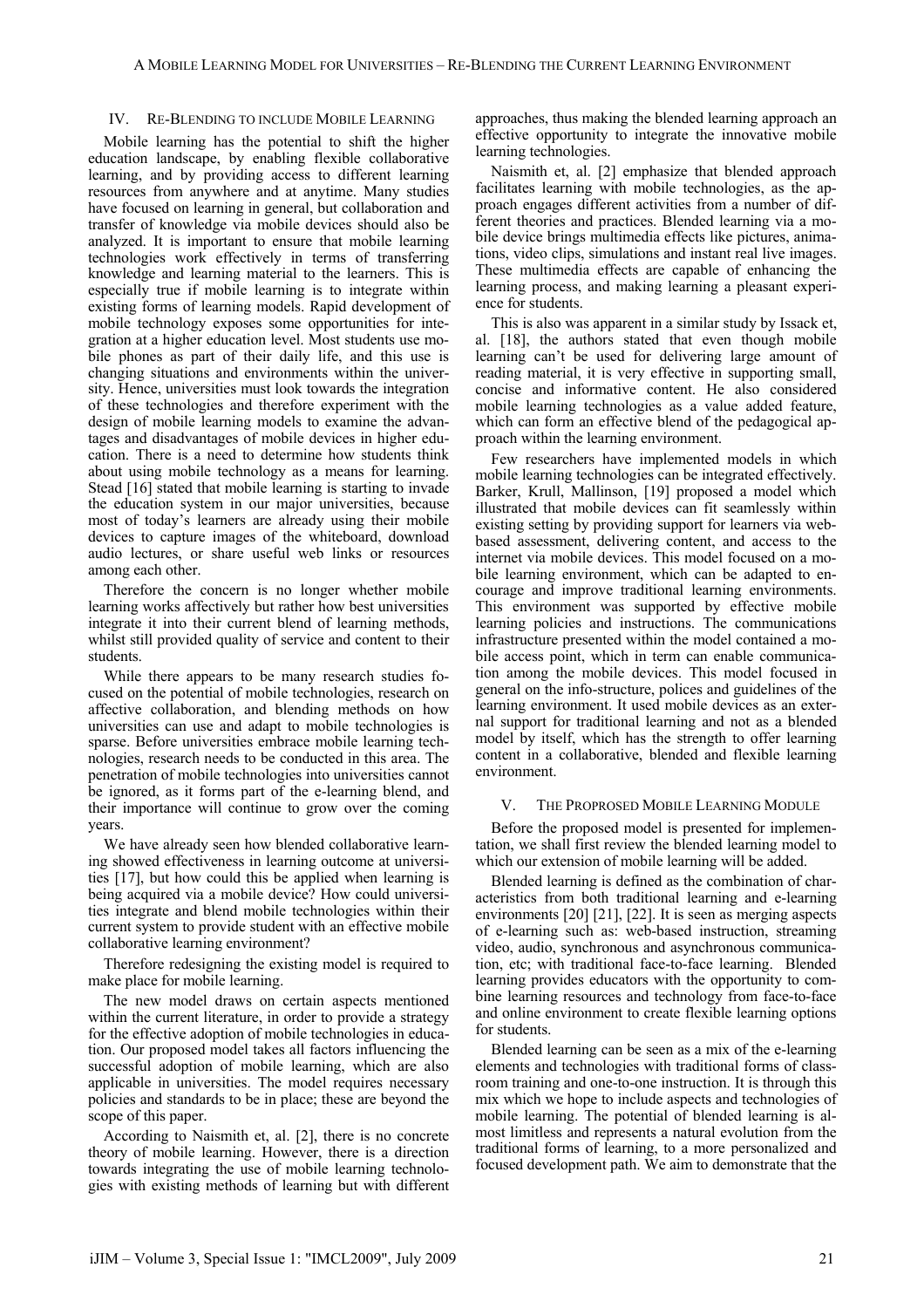## IV. RE-BLENDING TO INCLUDE MOBILE LEARNING

Mobile learning has the potential to shift the higher education landscape, by enabling flexible collaborative learning, and by providing access to different learning resources from anywhere and at anytime. Many studies have focused on learning in general, but collaboration and transfer of knowledge via mobile devices should also be analyzed. It is important to ensure that mobile learning technologies work effectively in terms of transferring knowledge and learning material to the learners. This is especially true if mobile learning is to integrate within existing forms of learning models. Rapid development of mobile technology exposes some opportunities for integration at a higher education level. Most students use mobile phones as part of their daily life, and this use is changing situations and environments within the university. Hence, universities must look towards the integration of these technologies and therefore experiment with the design of mobile learning models to examine the advantages and disadvantages of mobile devices in higher education. There is a need to determine how students think about using mobile technology as a means for learning. Stead [16] stated that mobile learning is starting to invade the education system in our major universities, because most of today's learners are already using their mobile devices to capture images of the whiteboard, download audio lectures, or share useful web links or resources among each other.

Therefore the concern is no longer whether mobile learning works affectively but rather how best universities integrate it into their current blend of learning methods, whilst still provided quality of service and content to their students.

While there appears to be many research studies focused on the potential of mobile technologies, research on affective collaboration, and blending methods on how universities can use and adapt to mobile technologies is sparse. Before universities embrace mobile learning technologies, research needs to be conducted in this area. The penetration of mobile technologies into universities cannot be ignored, as it forms part of the e-learning blend, and their importance will continue to grow over the coming years.

We have already seen how blended collaborative learning showed effectiveness in learning outcome at universities [17], but how could this be applied when learning is being acquired via a mobile device? How could universities integrate and blend mobile technologies within their current system to provide student with an effective mobile collaborative learning environment?

Therefore redesigning the existing model is required to make place for mobile learning.

The new model draws on certain aspects mentioned within the current literature, in order to provide a strategy for the effective adoption of mobile technologies in education. Our proposed model takes all factors influencing the successful adoption of mobile learning, which are also applicable in universities. The model requires necessary policies and standards to be in place; these are beyond the scope of this paper.

According to Naismith et, al. [2], there is no concrete theory of mobile learning. However, there is a direction towards integrating the use of mobile learning technologies with existing methods of learning but with different approaches, thus making the blended learning approach an effective opportunity to integrate the innovative mobile learning technologies.

Naismith et, al. [2] emphasize that blended approach facilitates learning with mobile technologies, as the approach engages different activities from a number of different theories and practices. Blended learning via a mobile device brings multimedia effects like pictures, animations, video clips, simulations and instant real live images. These multimedia effects are capable of enhancing the learning process, and making learning a pleasant experience for students.

This is also was apparent in a similar study by Issack et, al. [18], the authors stated that even though mobile learning can't be used for delivering large amount of reading material, it is very effective in supporting small, concise and informative content. He also considered mobile learning technologies as a value added feature, which can form an effective blend of the pedagogical approach within the learning environment.

Few researchers have implemented models in which mobile learning technologies can be integrated effectively. Barker, Krull, Mallinson, [19] proposed a model which illustrated that mobile devices can fit seamlessly within existing setting by providing support for learners via web-based assessment, delivering content, and access to the internet via mobile devices. This model focused on a mobile learning environment, which can be adapted to encourage and improve traditional learning environments. This environment was supported by effective mobile learning policies and instructions. The communications infrastructure presented within the model contained a mobile access point, which in term can enable communication among the mobile devices. This model focused in general on the info-structure, polices and guidelines of the learning environment. It used mobile devices as an external support for traditional learning and not as a blended model by itself, which has the strength to offer learning content in a collaborative, blended and flexible learning environment.

## V. THE PROPOSED MOBILE LEARNING MODULE

Before the proposed model is presented for implementation, we shall first review the blended learning model to which our extension of mobile learning will be added.

Blended learning is defined as the combination of characteristics from both traditional learning and e-learning environments [20] [21], [22]. It is seen as merging aspects of e-learning such as: web-based instruction, streaming video, audio, synchronous and asynchronous communication, etc; with traditional face-to-face learning. Blended learning provides educators with the opportunity to combine learning resources and technology from face-to-face and online environment to create flexible learning options for students.

Blended learning can be seen as a mix of the e-learning elements and technologies with traditional forms of classroom training and one-to-one instruction. It is through this mix which we hope to include aspects and technologies of mobile learning. The potential of blended learning is almost limitless and represents a natural evolution from the traditional forms of learning, to a more personalized and focused development path. We aim to demonstrate that the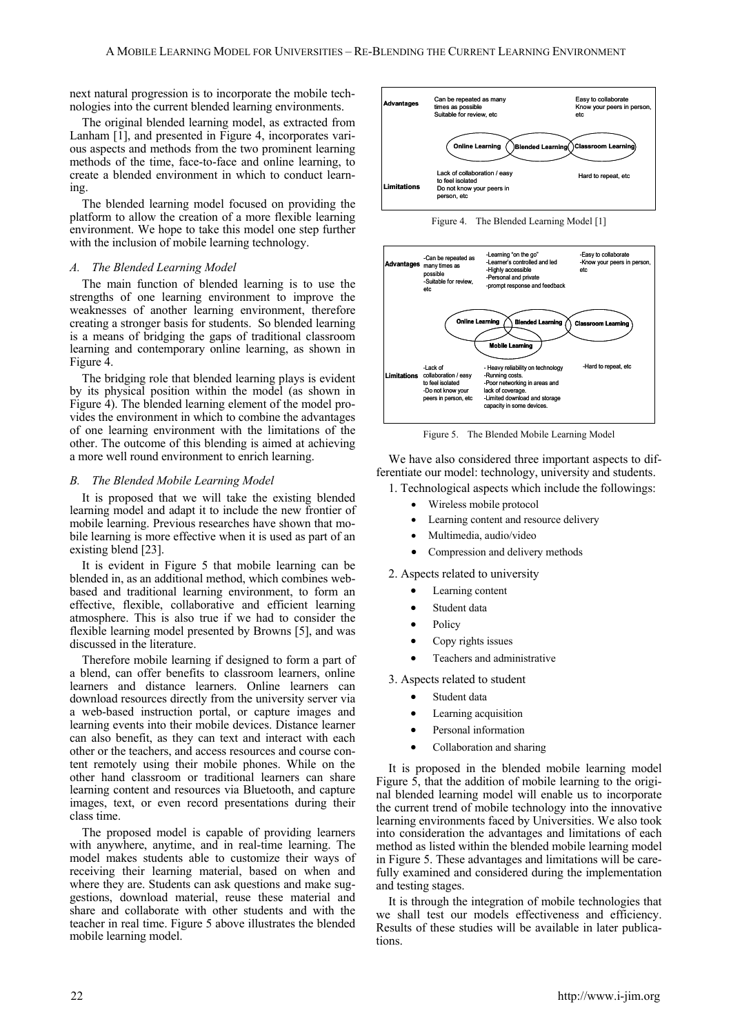next natural progression is to incorporate the mobile technologies into the current blended learning environments.

The original blended learning model, as extracted from Lanham [1], and presented in Figure 4, incorporates various aspects and methods from the two prominent learning methods of the time, face-to-face and online learning, to create a blended environment in which to conduct learning.

The blended learning model focused on providing the platform to allow the creation of a more flexible learning environment. We hope to take this model one step further with the inclusion of mobile learning technology.

### A. The Blended Learning Model

The main function of blended learning is to use the strengths of one learning environment to improve the weaknesses of another learning environment, therefore creating a stronger basis for students. So blended learning is a means of bridging the gaps of traditional classroom learning and contemporary online learning, as shown in Figure 4.

The bridging role that blended learning plays is evident by its physical position within the model (as shown in Figure 4). The blended learning element of the model provides the environment in which to combine the advantages of one learning environment with the limitations of the other. The outcome of this blending is aimed at achieving a more well round environment to enrich learning.

### B. The Blended Mobile Learning Model

It is proposed that we will take the existing blended learning model and adapt it to include the new frontier of mobile learning. Previous researches have shown that mobile learning is more effective when it is used as part of an existing blend [23].

It is evident in Figure 5 that mobile learning can be blended in, as an additional method, which combines web-based and traditional learning environment, to form an effective, flexible, collaborative and efficient learning atmosphere. This is also true if we had to consider the flexible learning model presented by Browns [5], and was discussed in the literature.

Therefore mobile learning if designed to form a part of a blend, can offer benefits to classroom learners, online learners and distance learners. Online learners can download resources directly from the university server via a web-based instruction portal, or capture images and learning events into their mobile devices. Distance learner can also benefit, as they can text and interact with each other or the teachers, and access resources and course content remotely using their mobile phones. While on the other hand classroom or traditional learners can share learning content and resources via Bluetooth, and capture images, text, or even record presentations during their class time.

The proposed model is capable of providing learners with anywhere, anytime, and in real-time learning. The model makes students able to customize their ways of receiving their learning material, based on when and where they are. Students can ask questions and make suggestions, download material, reuse these material and share and collaborate with other students and with the teacher in real time. Figure 5 above illustrates the blended mobile learning model.

| | Online Learning | Blended Learning | Classroom Learning |
|---|---|---|---|
| **Advantages** | Can be repeated as many times as possible<br>Suitable for review, etc | | Easy to collaborate<br>Know your peers in person, etc |
| **Limitations** | Lack of collaboration / easy to feel isolated<br>Do not know your peers in person, etc | | Hard to repeat, etc |

Figure 4. The Blended Learning Model [1]

| | Online Learning | Mobile Learning | Classroom Learning |
|---|---|---|---|
| **Advantages** | -Can be repeated as many times as possible<br>-Suitable for review, etc | -Learning "on the go"<br>-Learner's controlled and led<br>-Highly accessible<br>-Personal and private<br>-prompt response and feedback | -Easy to collaborate<br>-Know your peers in person, etc |
| **Limitations** | -Lack of collaboration / easy to feel isolated<br>-Do not know your peers in person, etc | - Heavy reliability on technology<br>-Running costs.<br>-Poor networking in areas and lack of coverage.<br>-Limited download and storage capacity in some devices. | -Hard to repeat, etc |

Figure 5. The Blended Mobile Learning Model

We have also considered three important aspects to differentiate our model: technology, university and students.

1. Technological aspects which include the followings:
   - Wireless mobile protocol
   - Learning content and resource delivery
   - Multimedia, audio/video
   - Compression and delivery methods
2. Aspects related to university
   - Learning content
   - Student data
   - Policy
   - Copy rights issues
   - Teachers and administrative
3. Aspects related to student
   - Student data
   - Learning acquisition
   - Personal information
   - Collaboration and sharing

It is proposed in the blended mobile learning model Figure 5, that the addition of mobile learning to the original blended learning model will enable us to incorporate the current trend of mobile technology into the innovative learning environments faced by Universities. We also took into consideration the advantages and limitations of each method as listed within the blended mobile learning model in Figure 5. These advantages and limitations will be carefully examined and considered during the implementation and testing stages.

It is through the integration of mobile technologies that we shall test our models effectiveness and efficiency. Results of these studies will be available in later publications.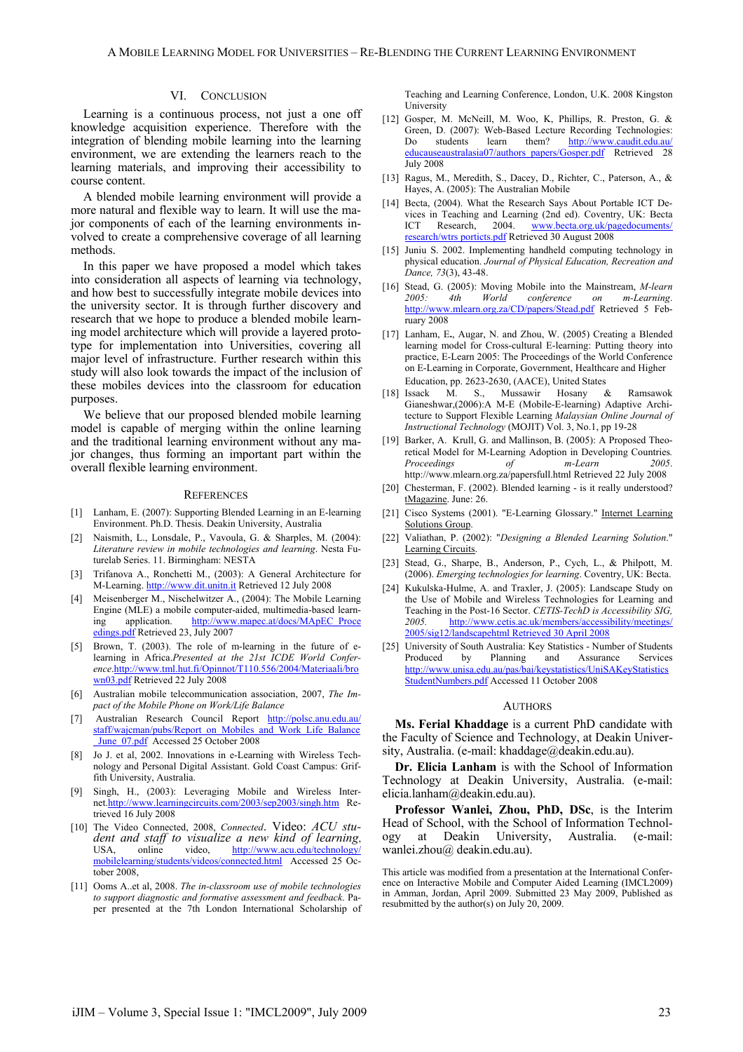## VI. Conclusion

Learning is a continuous process, not just a one off knowledge acquisition experience. Therefore with the integration of blending mobile learning into the learning environment, we are extending the learners reach to the learning materials, and improving their accessibility to course content.

A blended mobile learning environment will provide a more natural and flexible way to learn. It will use the major components of each of the learning environments involved to create a comprehensive coverage of all learning methods.

In this paper we have proposed a model which takes into consideration all aspects of learning via technology, and how best to successfully integrate mobile devices into the university sector. It is through further discovery and research that we hope to produce a blended mobile learning model architecture which will provide a layered prototype for implementation into Universities, covering all major level of infrastructure. Further research within this study will also look towards the impact of the inclusion of these mobiles devices into the classroom for education purposes.

We believe that our proposed blended mobile learning model is capable of merging within the online learning and the traditional learning environment without any major changes, thus forming an important part within the overall flexible learning environment.

## References

[1] Lanham, E. (2007): Supporting Blended Learning in an E-learning Environment. Ph.D. Thesis. Deakin University, Australia

[2] Naismith, L., Lonsdale, P., Vavoula, G. & Sharples, M. (2004): *Literature review in mobile technologies and learning*. Nesta Futurelab Series. 11. Birmingham: NESTA

[3] Trifanova A., Ronchetti M., (2003): A General Architecture for M-Learning. http://www.dit.unitn.it Retrieved 12 July 2008

[4] Meisenberger M., Nischelwitzer A., (2004): The Mobile Learning Engine (MLE) a mobile computer-aided, multimedia-based learning application. http://www.mapec.at/docs/MApEC_Proceedings.pdf Retrieved 23, July 2007

[5] Brown, T. (2003). The role of m-learning in the future of e-learning in Africa.*Presented at the 21st ICDE World Conference*.http://www.tml.hut.fi/Opinnot/T110.556/2004/Materiaali/brown03.pdf Retrieved 22 July 2008

[6] Australian mobile telecommunication association, 2007, *The Impact of the Mobile Phone on Work/Life Balance*

[7] Australian Research Council Report http://polsc.anu.edu.au/staff/wajcman/pubs/Report_on_Mobiles_and_Work_Life_Balance_June_07.pdf Accessed 25 October 2008

[8] Jo J. et al, 2002. Innovations in e-Learning with Wireless Technology and Personal Digital Assistant. Gold Coast Campus: Griffith University, Australia.

[9] Singh, H., (2003): Leveraging Mobile and Wireless Internet.http://www.learningcircuits.com/2003/sep2003/singh.htm Retrieved 16 July 2008

[10] The Video Connected, 2008, *Connected*. Video: *ACU student and staff to visualize a new kind of learning*, USA, online video, http://www.acu.edu/technology/mobilelearning/students/videos/connected.html Accessed 25 October 2008,

[11] Ooms A..et al, 2008. *The in-classroom use of mobile technologies to support diagnostic and formative assessment and feedback*. Paper presented at the 7th London International Scholarship of Teaching and Learning Conference, London, U.K. 2008 Kingston University

[12] Gosper, M. McNeill, M. Woo, K, Phillips, R. Preston, G. & Green, D. (2007): Web-Based Lecture Recording Technologies: Do students learn from them? http://www.caudit.edu.au/educauseaustralasia07/authors_papers/Gosper.pdf Retrieved 28 July 2008

[13] Ragus, M., Meredith, S., Dacey, D., Richter, C., Paterson, A., & Hayes, A. (2005): The Australian Mobile

[14] Becta, (2004). What the Research Says About Portable ICT Devices in Teaching and Learning (2nd ed). Coventry, UK: Becta ICT Research, 2004. www.becta.org.uk/pagedocuments/research/wtrs portticts.pdf Retrieved 30 August 2008

[15] Juniu S. 2002. Implementing handheld computing technology in physical education. *Journal of Physical Education, Recreation and Dance, 73*(3), 43-48.

[16] Stead, G. (2005): Moving Mobile into the Mainstream, *M-learn 2005: 4th World conference on m-Learning*. http://www.mlearn.org.za/CD/papers/Stead.pdf Retrieved 5 February 2008

[17] Lanham, E., Augar, N. and Zhou, W. (2005) Creating a Blended learning model for Cross-cultural E-learning: Putting theory into practice, E-Learn 2005: The Proceedings of the World Conference on E-Learning in Corporate, Government, Healthcare and Higher Education, pp. 2623-2630, (AACE), United States

[18] Issack M. S., Mussawir Hosany & Ramsawok Gianeshwar,(2006):A M-E (Mobile-E-learning) Adaptive Architecture to Support Flexible Learning *Malaysian Online Journal of Instructional Technology* (MOJIT) Vol. 3, No.1, pp 19-28

[19] Barker, A. Krull, G. and Mallinson, B. (2005): A Proposed Theoretical Model for M-Learning Adoption in Developing Countries. *Proceedings of m-Learn 2005*. http://www.mlearn.org.za/papersfull.html Retrieved 22 July 2008

[20] Chesterman, F. (2002). Blended learning - is it really understood? tMagazine. June: 26.

[21] Cisco Systems (2001). "E-Learning Glossary." Internet Learning Solutions Group.

[22] Valiathan, P. (2002): "*Designing a Blended Learning Solution*." Learning Circuits.

[23] Stead, G., Sharpe, B., Anderson, P., Cych, L., & Philpott, M. (2006). *Emerging technologies for learning*. Coventry, UK: Becta.

[24] Kukulska-Hulme, A. and Traxler, J. (2005): Landscape Study on the Use of Mobile and Wireless Technologies for Learning and Teaching in the Post-16 Sector. *CETIS-TechD is Accessibility SIG, 2005.* http://www.cetis.ac.uk/members/accessibility/meetings/2005/sig12/landscapehtml Retrieved 30 April 2008

[25] University of South Australia: Key Statistics - Number of Students Produced by Planning and Assurance Services http://www.unisa.edu.au/pas/bai/keystatistics/UniSAKeyStatisticsStudentNumbers.pdf Accessed 11 October 2008

## Authors

**Ms. Ferial Khaddage** is a current PhD candidate with the Faculty of Science and Technology, at Deakin University, Australia. (e-mail: khaddage@deakin.edu.au).

**Dr. Elicia Lanham** is with the School of Information Technology at Deakin University, Australia. (e-mail: elicia.lanham@deakin.edu.au).

**Professor Wanlei, Zhou, PhD, DSc**, is the Interim Head of School, with the School of Information Technology at Deakin University, Australia. (e-mail: wanlei.zhou@ deakin.edu.au).

This article was modified from a presentation at the International Conference on Interactive Mobile and Computer Aided Learning (IMCL2009) in Amman, Jordan, April 2009. Submitted 23 May 2009, Published as resubmitted by the author(s) on July 20, 2009.